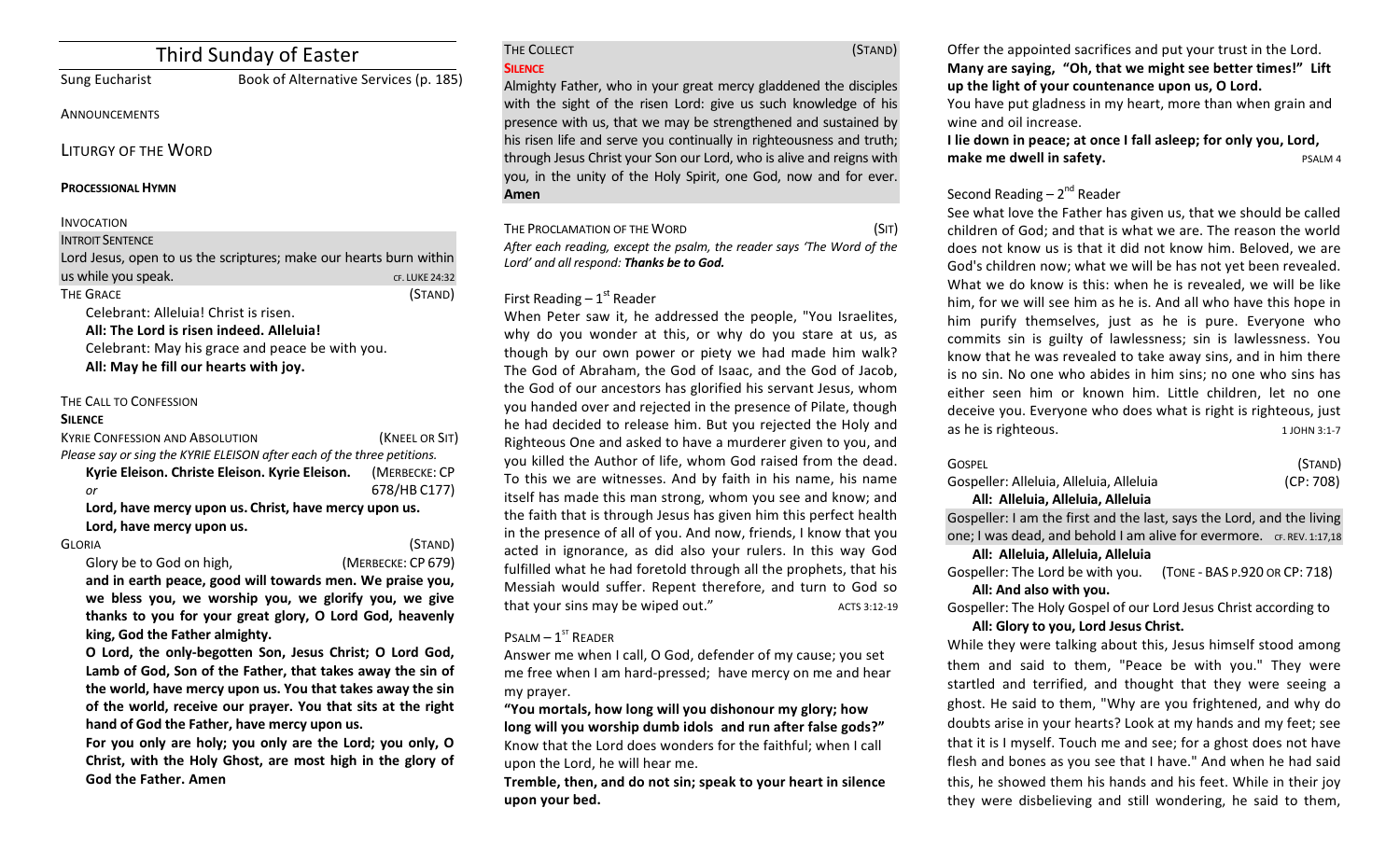# Third Sunday of Easter

Sung Eucharist — Book of Alternative Services (p. 185)

ANNOUNCEMENTS

## LITURGY OF THE WORD

**PROCESSIONAL HYMN**

INVOCATION

INTROIT SENTENCE

Lord Jesus, open to us the scriptures; make our hearts burn within us while you speak. CF. LUKE 24:32

THE GRACE (STAND)

Celebrant: Alleluia! Christ is risen.

**All: The Lord is risen indeed. Alleluia!**

Celebrant: May his grace and peace be with you.

**All: May he fill our hearts with joy.**

THE CALL TO CONFESSION

**SILENCE**

KYRIE CONFESSION AND ABSOLUTION (KNEEL OR SIT)

*Please say or sing the KYRIE ELEISON after each of the three petitions.*

**Kyrie Eleison. Christe Eleison. Kyrie Eleison.** (MERBECKE: CP 678/HB C177)

*or*

**Lord, have mercy upon us. Christ, have mercy upon us. Lord, have mercy upon us.**

GLORIA (STAND)

Glory be to God on high, (MERBECKE: CP 679)

**and in earth peace, good will towards men. We praise you, we bless you, we worship you, we glorify you, we give thanks to you for your great glory, O Lord God, heavenly king, God the Father almighty.**

**O Lord, the only-begotten Son, Jesus Christ; O Lord God, Lamb of God, Son of the Father, that takes away the sin of the world, have mercy upon us. You that takes away the sin of the world, receive our prayer. You that sits at the right hand of God the Father, have mercy upon us.**

**For you only are holy; you only are the Lord; you only, O Christ, with the Holy Ghost, are most high in the glory of God the Father. Amen**

THE COLLECT (STAND)

**SILENCE**

Almighty Father, who in your great mercy gladdened the disciples with the sight of the risen Lord: give us such knowledge of his presence with us, that we may be strengthened and sustained by his risen life and serve you continually in righteousness and truth; through Jesus Christ your Son our Lord, who is alive and reigns with you, in the unity of the Holy Spirit, one God, now and for ever. **Amen**

THE PROCLAMATION OF THE WORD (SIT)

*After each reading, except the psalm, the reader says 'The Word of the Lord' and all respond: **Thanks be to God.***

First Reading – 1st Reader

When Peter saw it, he addressed the people, "You Israelites, why do you wonder at this, or why do you stare at us, as though by our own power or piety we had made him walk? The God of Abraham, the God of Isaac, and the God of Jacob, the God of our ancestors has glorified his servant Jesus, whom you handed over and rejected in the presence of Pilate, though he had decided to release him. But you rejected the Holy and Righteous One and asked to have a murderer given to you, and you killed the Author of life, whom God raised from the dead. To this we are witnesses. And by faith in his name, his name itself has made this man strong, whom you see and know; and the faith that is through Jesus has given him this perfect health in the presence of all of you. And now, friends, I know that you acted in ignorance, as did also your rulers. In this way God fulfilled what he had foretold through all the prophets, that his Messiah would suffer. Repent therefore, and turn to God so that your sins may be wiped out." ACTS 3:12-19

PSALM – 1ST READER

Answer me when I call, O God, defender of my cause; you set me free when I am hard-pressed; have mercy on me and hear my prayer.

**"You mortals, how long will you dishonour my glory; how long will you worship dumb idols and run after false gods?"**

Know that the Lord does wonders for the faithful; when I call upon the Lord, he will hear me.

**Tremble, then, and do not sin; speak to your heart in silence upon your bed.**

Offer the appointed sacrifices and put your trust in the Lord.

**Many are saying, "Oh, that we might see better times!" Lift up the light of your countenance upon us, O Lord.**

You have put gladness in my heart, more than when grain and wine and oil increase.

**I lie down in peace; at once I fall asleep; for only you, Lord, make me dwell in safety.** PSALM 4

Second Reading – 2nd Reader

See what love the Father has given us, that we should be called children of God; and that is what we are. The reason the world does not know us is that it did not know him. Beloved, we are God's children now; what we will be has not yet been revealed. What we do know is this: when he is revealed, we will be like him, for we will see him as he is. And all who have this hope in him purify themselves, just as he is pure. Everyone who commits sin is guilty of lawlessness; sin is lawlessness. You know that he was revealed to take away sins, and in him there is no sin. No one who abides in him sins; no one who sins has either seen him or known him. Little children, let no one deceive you. Everyone who does what is right is righteous, just as he is righteous. 1 JOHN 3:1-7

GOSPEL (STAND)

Gospeller: Alleluia, Alleluia, Alleluia (CP: 708)

**All: Alleluia, Alleluia, Alleluia**

Gospeller: I am the first and the last, says the Lord, and the living one; I was dead, and behold I am alive for evermore. CF. REV. 1:17,18

**All: Alleluia, Alleluia, Alleluia**

Gospeller: The Lord be with you. (TONE - BAS P.920 OR CP: 718)

**All: And also with you.**

Gospeller: The Holy Gospel of our Lord Jesus Christ according to

**All: Glory to you, Lord Jesus Christ.**

While they were talking about this, Jesus himself stood among them and said to them, "Peace be with you." They were startled and terrified, and thought that they were seeing a ghost. He said to them, "Why are you frightened, and why do doubts arise in your hearts? Look at my hands and my feet; see that it is I myself. Touch me and see; for a ghost does not have flesh and bones as you see that I have." And when he had said this, he showed them his hands and his feet. While in their joy they were disbelieving and still wondering, he said to them,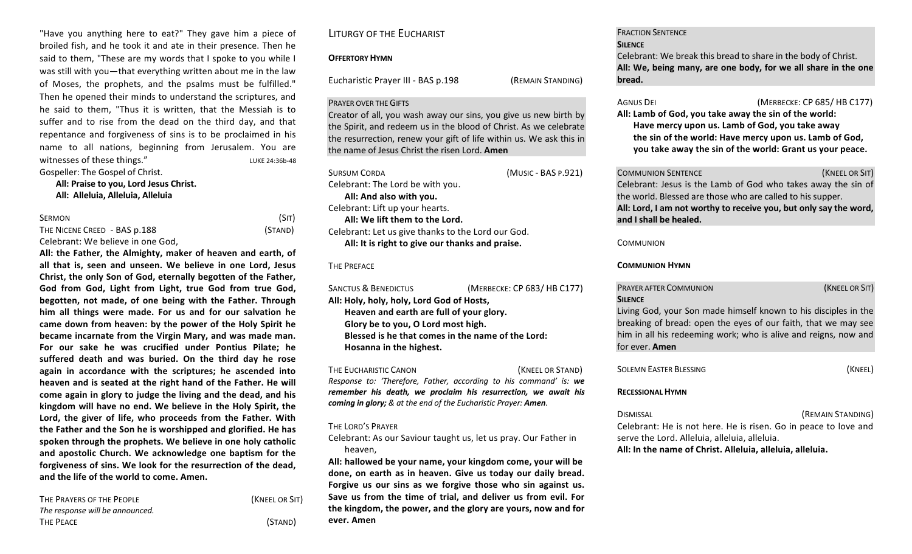"Have you anything here to eat?" They gave him a piece of broiled fish, and he took it and ate in their presence. Then he said to them, "These are my words that I spoke to you while I was still with you—that everything written about me in the law of Moses, the prophets, and the psalms must be fulfilled." Then he opened their minds to understand the scriptures, and he said to them, "Thus it is written, that the Messiah is to suffer and to rise from the dead on the third day, and that repentance and forgiveness of sins is to be proclaimed in his name to all nations, beginning from Jerusalem. You are witnesses of these things." LUKE 24:36b-48

Gospeller: The Gospel of Christ.

**All: Praise to you, Lord Jesus Christ.**

**All: Alleluia, Alleluia, Alleluia**

SERMON (SIT)

THE NICENE CREED - BAS p.188 (STAND)

Celebrant: We believe in one God,

**All: the Father, the Almighty, maker of heaven and earth, of all that is, seen and unseen. We believe in one Lord, Jesus Christ, the only Son of God, eternally begotten of the Father, God from God, Light from Light, true God from true God, begotten, not made, of one being with the Father. Through him all things were made. For us and for our salvation he came down from heaven: by the power of the Holy Spirit he became incarnate from the Virgin Mary, and was made man. For our sake he was crucified under Pontius Pilate; he suffered death and was buried. On the third day he rose again in accordance with the scriptures; he ascended into heaven and is seated at the right hand of the Father. He will come again in glory to judge the living and the dead, and his kingdom will have no end. We believe in the Holy Spirit, the Lord, the giver of life, who proceeds from the Father. With the Father and the Son he is worshipped and glorified. He has spoken through the prophets. We believe in one holy catholic and apostolic Church. We acknowledge one baptism for the forgiveness of sins. We look for the resurrection of the dead, and the life of the world to come. Amen.**

THE PRAYERS OF THE PEOPLE (KNEEL OR SIT)

*The response will be announced.*

THE PEACE (STAND)

## LITURGY OF THE EUCHARIST

**OFFERTORY HYMN**

Eucharistic Prayer III - BAS p.198 (REMAIN STANDING)

PRAYER OVER THE GIFTS

Creator of all, you wash away our sins, you give us new birth by the Spirit, and redeem us in the blood of Christ. As we celebrate the resurrection, renew your gift of life within us. We ask this in the name of Jesus Christ the risen Lord. **Amen**

SURSUM CORDA (MUSIC - BAS P.921)

Celebrant: The Lord be with you.

**All: And also with you.**

Celebrant: Lift up your hearts.

**All: We lift them to the Lord.**

Celebrant: Let us give thanks to the Lord our God.

**All: It is right to give our thanks and praise.**

THE PREFACE

SANCTUS & BENEDICTUS (MERBECKE: CP 683/ HB C177)

**All: Holy, holy, holy, Lord God of Hosts,**
**Heaven and earth are full of your glory.**
**Glory be to you, O Lord most high.**
**Blessed is he that comes in the name of the Lord:**
**Hosanna in the highest.**

THE EUCHARISTIC CANON (KNEEL OR STAND)

*Response to: 'Therefore, Father, according to his command' is:* ***we remember his death, we proclaim his resurrection, we await his coming in glory;*** *& at the end of the Eucharistic Prayer:* ***Amen****.*

THE LORD'S PRAYER

Celebrant: As our Saviour taught us, let us pray. Our Father in heaven,

**All: hallowed be your name, your kingdom come, your will be done, on earth as in heaven. Give us today our daily bread. Forgive us our sins as we forgive those who sin against us. Save us from the time of trial, and deliver us from evil. For the kingdom, the power, and the glory are yours, now and for ever. Amen**

FRACTION SENTENCE

**SILENCE**

Celebrant: We break this bread to share in the body of Christ.

**All: We, being many, are one body, for we all share in the one bread.**

AGNUS DEI (MERBECKE: CP 685/ HB C177)

**All: Lamb of God, you take away the sin of the world:**
**Have mercy upon us. Lamb of God, you take away**
**the sin of the world: Have mercy upon us. Lamb of God,**
**you take away the sin of the world: Grant us your peace.**

COMMUNION SENTENCE (KNEEL OR SIT)

Celebrant: Jesus is the Lamb of God who takes away the sin of the world. Blessed are those who are called to his supper.

**All: Lord, I am not worthy to receive you, but only say the word, and I shall be healed.**

COMMUNION

**COMMUNION HYMN**

PRAYER AFTER COMMUNION (KNEEL OR SIT)

**SILENCE**

Living God, your Son made himself known to his disciples in the breaking of bread: open the eyes of our faith, that we may see him in all his redeeming work; who is alive and reigns, now and for ever. **Amen**

SOLEMN EASTER BLESSING (KNEEL)

**RECESSIONAL HYMN**

DISMISSAL (REMAIN STANDING)

Celebrant: He is not here. He is risen. Go in peace to love and serve the Lord. Alleluia, alleluia, alleluia.

**All: In the name of Christ. Alleluia, alleluia, alleluia.**